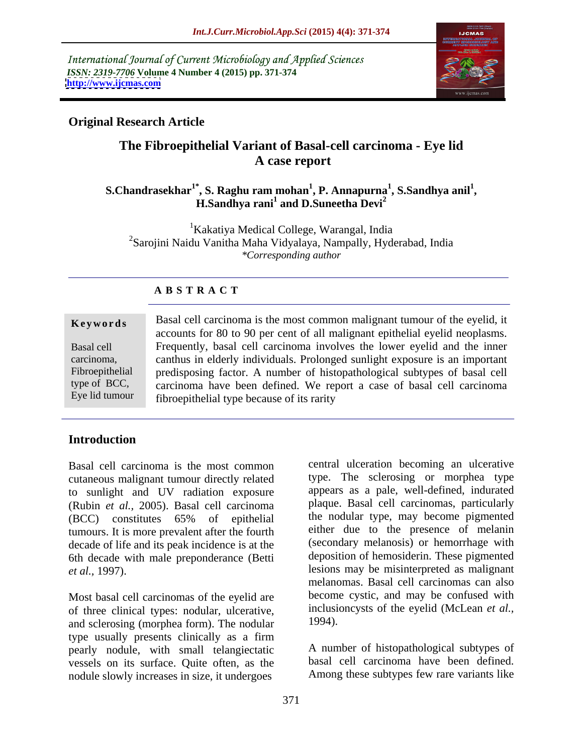International Journal of Current Microbiology and Applied Sciences
*ISSN: 2319-7706* **Volume 4 Number 4 (2015) pp. 371-374**
**http://www.ijcmas.com**

**Original Research Article**

# The Fibroepithelial Variant of Basal-cell carcinoma - Eye lid A case report

**S.Chandrasekhar[1*], S. Raghu ram mohan[1], P. Annapurna[1], S.Sandhya anil[1], H.Sandhya rani[1] and D.Suneetha Devi[2]**

[1]Kakatiya Medical College, Warangal, India
[2]Sarojini Naidu Vanitha Maha Vidyalaya, Nampally, Hyderabad, India
*\*Corresponding author*

## A B S T R A C T

**Keywords**

Basal cell carcinoma, Fibroepithelial type of BCC, Eye lid tumour

Basal cell carcinoma is the most common malignant tumour of the eyelid, it accounts for 80 to 90 per cent of all malignant epithelial eyelid neoplasms. Frequently, basal cell carcinoma involves the lower eyelid and the inner canthus in elderly individuals. Prolonged sunlight exposure is an important predisposing factor. A number of histopathological subtypes of basal cell carcinoma have been defined. We report a case of basal cell carcinoma fibroepithelial type because of its rarity

## Introduction

Basal cell carcinoma is the most common cutaneous malignant tumour directly related to sunlight and UV radiation exposure (Rubin *et al.,* 2005). Basal cell carcinoma (BCC) constitutes 65% of epithelial tumours. It is more prevalent after the fourth decade of life and its peak incidence is at the 6th decade with male preponderance (Betti *et al.,* 1997).

Most basal cell carcinomas of the eyelid are of three clinical types: nodular, ulcerative, and sclerosing (morphea form). The nodular type usually presents clinically as a firm pearly nodule, with small telangiectatic vessels on its surface. Quite often, as the nodule slowly increases in size, it undergoes central ulceration becoming an ulcerative type. The sclerosing or morphea type appears as a pale, well-defined, indurated plaque. Basal cell carcinomas, particularly the nodular type, may become pigmented either due to the presence of melanin (secondary melanosis) or hemorrhage with deposition of hemosiderin. These pigmented lesions may be misinterpreted as malignant melanomas. Basal cell carcinomas can also become cystic, and may be confused with inclusioncysts of the eyelid (McLean *et al.,* 1994).

A number of histopathological subtypes of basal cell carcinoma have been defined. Among these subtypes few rare variants like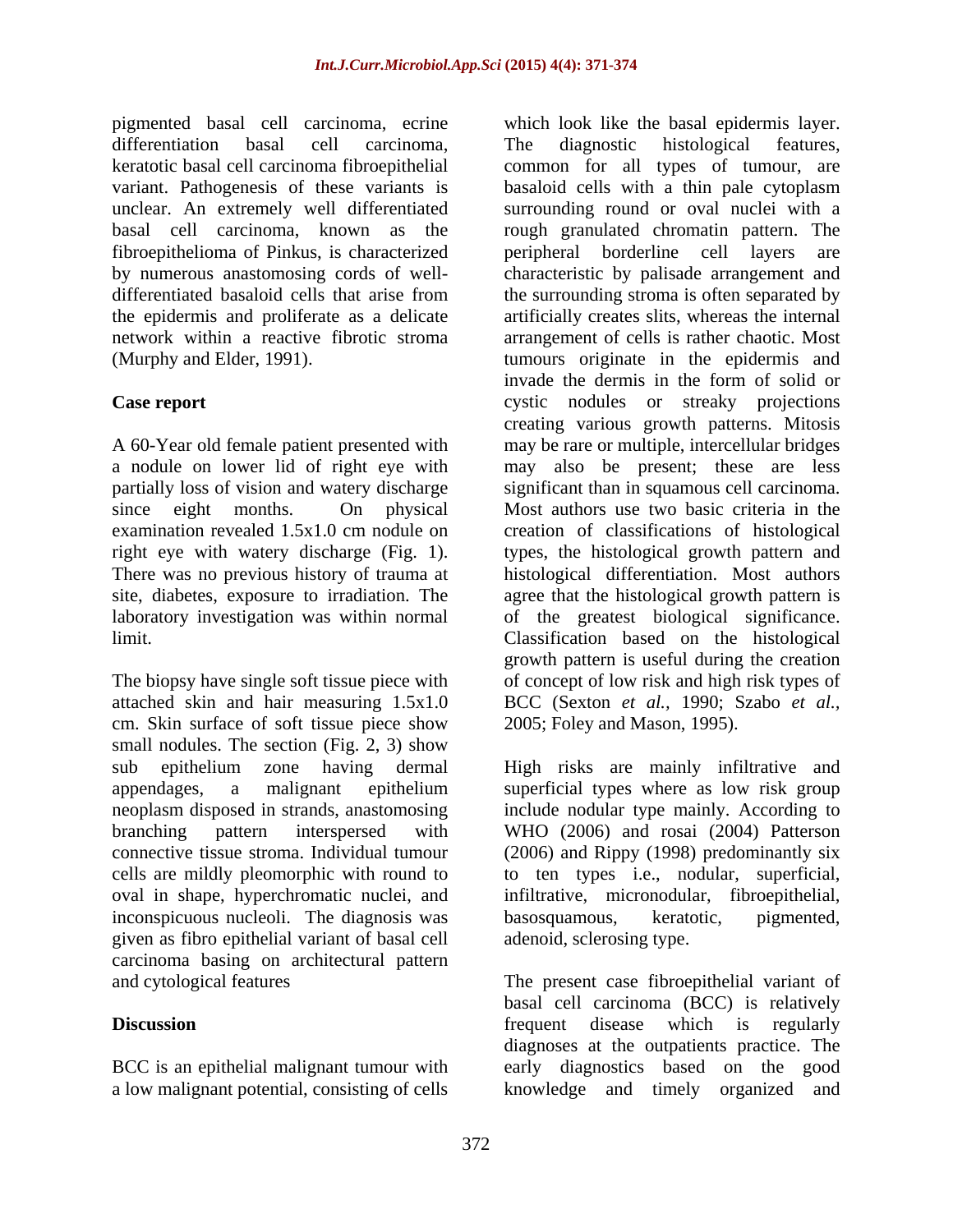pigmented basal cell carcinoma, ecrine differentiation basal cell carcinoma, keratotic basal cell carcinoma fibroepithelial variant. Pathogenesis of these variants is unclear. An extremely well differentiated basal cell carcinoma, known as the fibroepithelioma of Pinkus, is characterized by numerous anastomosing cords of well-differentiated basaloid cells that arise from the epidermis and proliferate as a delicate network within a reactive fibrotic stroma (Murphy and Elder, 1991).

## Case report

A 60-Year old female patient presented with a nodule on lower lid of right eye with partially loss of vision and watery discharge since eight months. On physical examination revealed 1.5x1.0 cm nodule on right eye with watery discharge (Fig. 1). There was no previous history of trauma at site, diabetes, exposure to irradiation. The laboratory investigation was within normal limit.

The biopsy have single soft tissue piece with attached skin and hair measuring 1.5x1.0 cm. Skin surface of soft tissue piece show small nodules. The section (Fig. 2, 3) show sub epithelium zone having dermal appendages, a malignant epithelium neoplasm disposed in strands, anastomosing branching pattern interspersed with connective tissue stroma. Individual tumour cells are mildly pleomorphic with round to oval in shape, hyperchromatic nuclei, and inconspicuous nucleoli. The diagnosis was given as fibro epithelial variant of basal cell carcinoma basing on architectural pattern and cytological features

## Discussion

BCC is an epithelial malignant tumour with a low malignant potential, consisting of cells which look like the basal epidermis layer. The diagnostic histological features, common for all types of tumour, are basaloid cells with a thin pale cytoplasm surrounding round or oval nuclei with a rough granulated chromatin pattern. The peripheral borderline cell layers are characteristic by palisade arrangement and the surrounding stroma is often separated by artificially creates slits, whereas the internal arrangement of cells is rather chaotic. Most tumours originate in the epidermis and invade the dermis in the form of solid or cystic nodules or streaky projections creating various growth patterns. Mitosis may be rare or multiple, intercellular bridges may also be present; these are less significant than in squamous cell carcinoma. Most authors use two basic criteria in the creation of classifications of histological types, the histological growth pattern and histological differentiation. Most authors agree that the histological growth pattern is of the greatest biological significance. Classification based on the histological growth pattern is useful during the creation of concept of low risk and high risk types of BCC (Sexton *et al.*, 1990; Szabo *et al.*, 2005; Foley and Mason, 1995).

High risks are mainly infiltrative and superficial types where as low risk group include nodular type mainly. According to WHO (2006) and rosai (2004) Patterson (2006) and Rippy (1998) predominantly six to ten types i.e., nodular, superficial, infiltrative, micronodular, fibroepithelial, basosquamous, keratotic, pigmented, adenoid, sclerosing type.

The present case fibroepithelial variant of basal cell carcinoma (BCC) is relatively frequent disease which is regularly diagnoses at the outpatients practice. The early diagnostics based on the good knowledge and timely organized and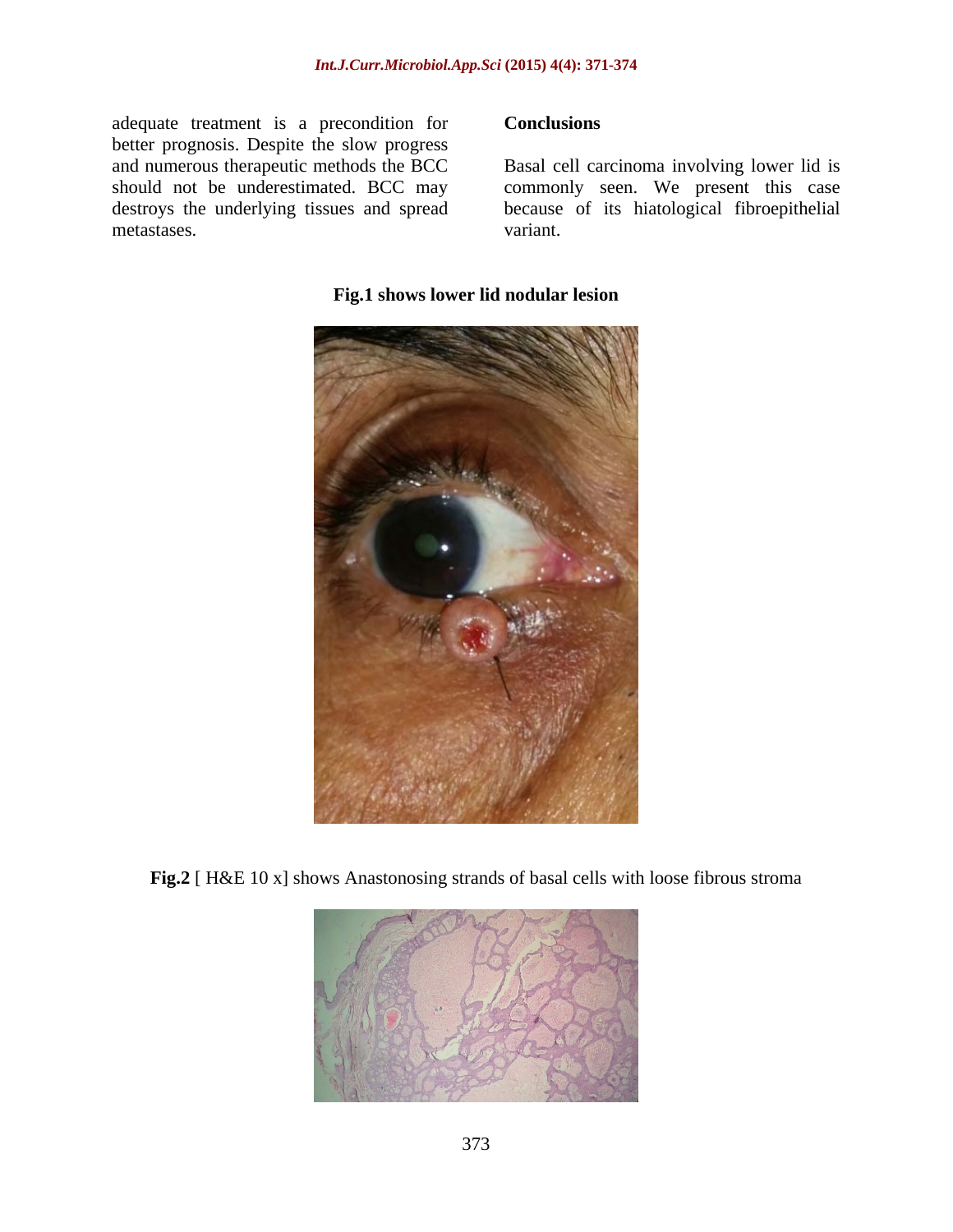adequate treatment is a precondition for better prognosis. Despite the slow progress and numerous therapeutic methods the BCC should not be underestimated. BCC may destroys the underlying tissues and spread metastases.

## Conclusions

Basal cell carcinoma involving lower lid is commonly seen. We present this case because of its hiatological fibroepithelial variant.

**Fig.1 shows lower lid nodular lesion**

**Fig.2** [ H&E 10 x] shows Anastonosing strands of basal cells with loose fibrous stroma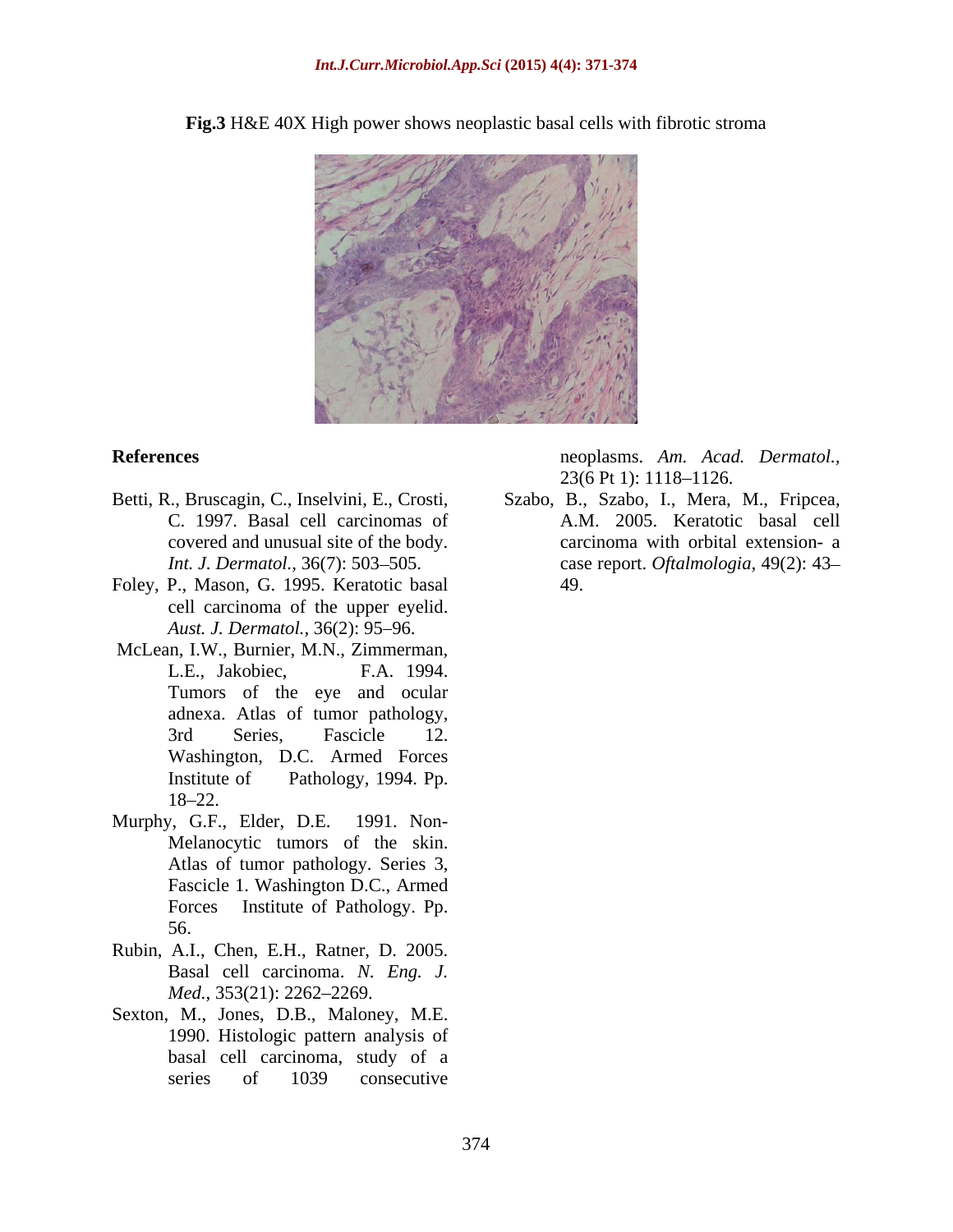**Fig.3** H&E 40X High power shows neoplastic basal cells with fibrotic stroma

## References

Betti, R., Bruscagin, C., Inselvini, E., Crosti, C. 1997. Basal cell carcinomas of covered and unusual site of the body. *Int. J. Dermatol.,* 36(7): 503–505.

Foley, P., Mason, G. 1995. Keratotic basal cell carcinoma of the upper eyelid. *Aust. J. Dermatol.,* 36(2): 95–96.

McLean, I.W., Burnier, M.N., Zimmerman, L.E., Jakobiec, F.A. 1994. Tumors of the eye and ocular adnexa. Atlas of tumor pathology, 3rd Series, Fascicle 12. Washington, D.C. Armed Forces Institute of Pathology, 1994. Pp. 18–22.

Murphy, G.F., Elder, D.E. 1991. Non-Melanocytic tumors of the skin. Atlas of tumor pathology. Series 3, Fascicle 1. Washington D.C., Armed Forces Institute of Pathology. Pp. 56.

Rubin, A.I., Chen, E.H., Ratner, D. 2005. Basal cell carcinoma. *N. Eng. J. Med.,* 353(21): 2262–2269.

Sexton, M., Jones, D.B., Maloney, M.E. 1990. Histologic pattern analysis of basal cell carcinoma, study of a series of 1039 consecutive neoplasms. *Am. Acad. Dermatol.,* 23(6 Pt 1): 1118–1126.

Szabo, B., Szabo, I., Mera, M., Fripcea, A.M. 2005. Keratotic basal cell carcinoma with orbital extension- a case report. *Oftalmologia*, 49(2): 43–49.